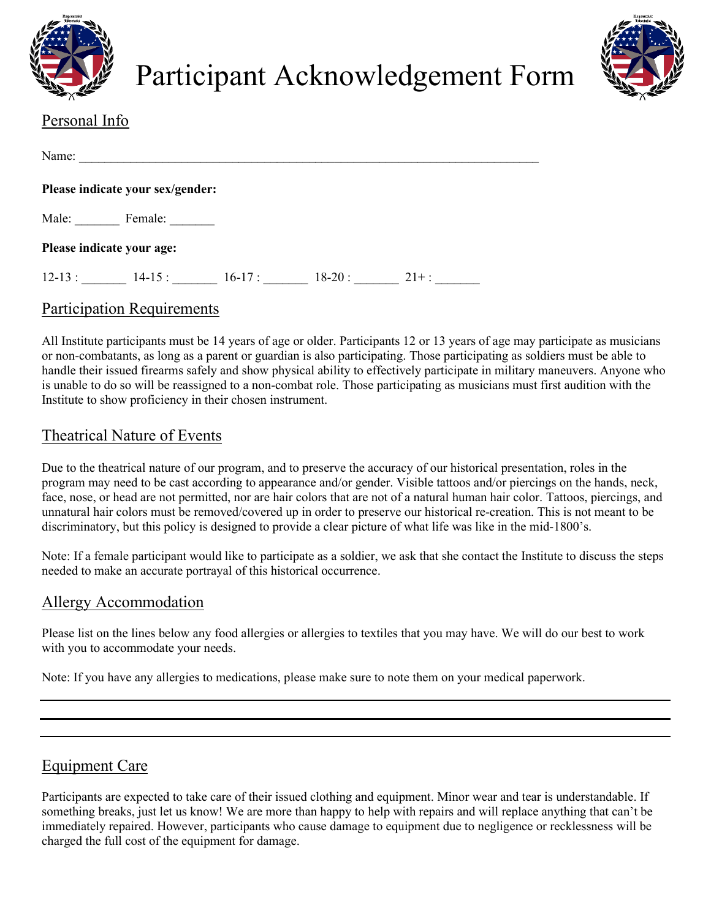# Participant Acknowledgement Form

## Personal Info

Name: ___________________________________________________________________________

**Please indicate your sex/gender:**

Male: _______ Female: _______

**Please indicate your age:**

12-13 : _______ 14-15 : _______ 16-17 : _______ 18-20 : _______ 21+ : _______

## Participation Requirements

All Institute participants must be 14 years of age or older. Participants 12 or 13 years of age may participate as musicians or non-combatants, as long as a parent or guardian is also participating. Those participating as soldiers must be able to handle their issued firearms safely and show physical ability to effectively participate in military maneuvers. Anyone who is unable to do so will be reassigned to a non-combat role. Those participating as musicians must first audition with the Institute to show proficiency in their chosen instrument.

## Theatrical Nature of Events

Due to the theatrical nature of our program, and to preserve the accuracy of our historical presentation, roles in the program may need to be cast according to appearance and/or gender. Visible tattoos and/or piercings on the hands, neck, face, nose, or head are not permitted, nor are hair colors that are not of a natural human hair color. Tattoos, piercings, and unnatural hair colors must be removed/covered up in order to preserve our historical re-creation. This is not meant to be discriminatory, but this policy is designed to provide a clear picture of what life was like in the mid-1800's.

Note: If a female participant would like to participate as a soldier, we ask that she contact the Institute to discuss the steps needed to make an accurate portrayal of this historical occurrence.

## Allergy Accommodation

Please list on the lines below any food allergies or allergies to textiles that you may have. We will do our best to work with you to accommodate your needs.

Note: If you have any allergies to medications, please make sure to note them on your medical paperwork.

_____________________________________________________________________________

_____________________________________________________________________________

_____________________________________________________________________________

## Equipment Care

Participants are expected to take care of their issued clothing and equipment. Minor wear and tear is understandable. If something breaks, just let us know! We are more than happy to help with repairs and will replace anything that can't be immediately repaired. However, participants who cause damage to equipment due to negligence or recklessness will be charged the full cost of the equipment for damage.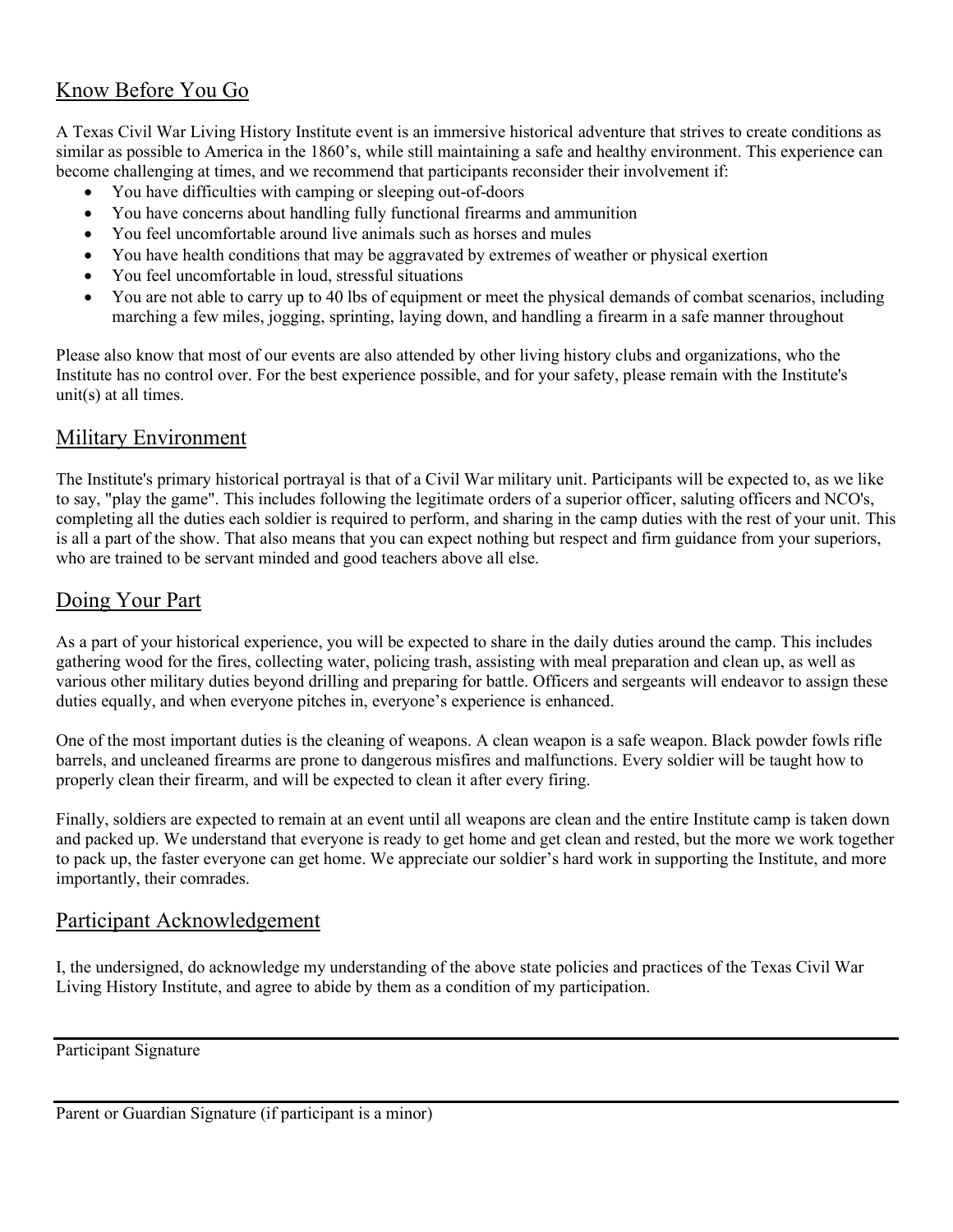## Know Before You Go

A Texas Civil War Living History Institute event is an immersive historical adventure that strives to create conditions as similar as possible to America in the 1860's, while still maintaining a safe and healthy environment. This experience can become challenging at times, and we recommend that participants reconsider their involvement if:

- You have difficulties with camping or sleeping out-of-doors
- You have concerns about handling fully functional firearms and ammunition
- You feel uncomfortable around live animals such as horses and mules
- You have health conditions that may be aggravated by extremes of weather or physical exertion
- You feel uncomfortable in loud, stressful situations
- You are not able to carry up to 40 lbs of equipment or meet the physical demands of combat scenarios, including marching a few miles, jogging, sprinting, laying down, and handling a firearm in a safe manner throughout

Please also know that most of our events are also attended by other living history clubs and organizations, who the Institute has no control over. For the best experience possible, and for your safety, please remain with the Institute's unit(s) at all times.

## Military Environment

The Institute's primary historical portrayal is that of a Civil War military unit. Participants will be expected to, as we like to say, "play the game". This includes following the legitimate orders of a superior officer, saluting officers and NCO's, completing all the duties each soldier is required to perform, and sharing in the camp duties with the rest of your unit. This is all a part of the show. That also means that you can expect nothing but respect and firm guidance from your superiors, who are trained to be servant minded and good teachers above all else.

## Doing Your Part

As a part of your historical experience, you will be expected to share in the daily duties around the camp. This includes gathering wood for the fires, collecting water, policing trash, assisting with meal preparation and clean up, as well as various other military duties beyond drilling and preparing for battle. Officers and sergeants will endeavor to assign these duties equally, and when everyone pitches in, everyone's experience is enhanced.

One of the most important duties is the cleaning of weapons. A clean weapon is a safe weapon. Black powder fowls rifle barrels, and uncleaned firearms are prone to dangerous misfires and malfunctions. Every soldier will be taught how to properly clean their firearm, and will be expected to clean it after every firing.

Finally, soldiers are expected to remain at an event until all weapons are clean and the entire Institute camp is taken down and packed up. We understand that everyone is ready to get home and get clean and rested, but the more we work together to pack up, the faster everyone can get home. We appreciate our soldier's hard work in supporting the Institute, and more importantly, their comrades.

## Participant Acknowledgement

I, the undersigned, do acknowledge my understanding of the above state policies and practices of the Texas Civil War Living History Institute, and agree to abide by them as a condition of my participation.

Participant Signature

Parent or Guardian Signature (if participant is a minor)